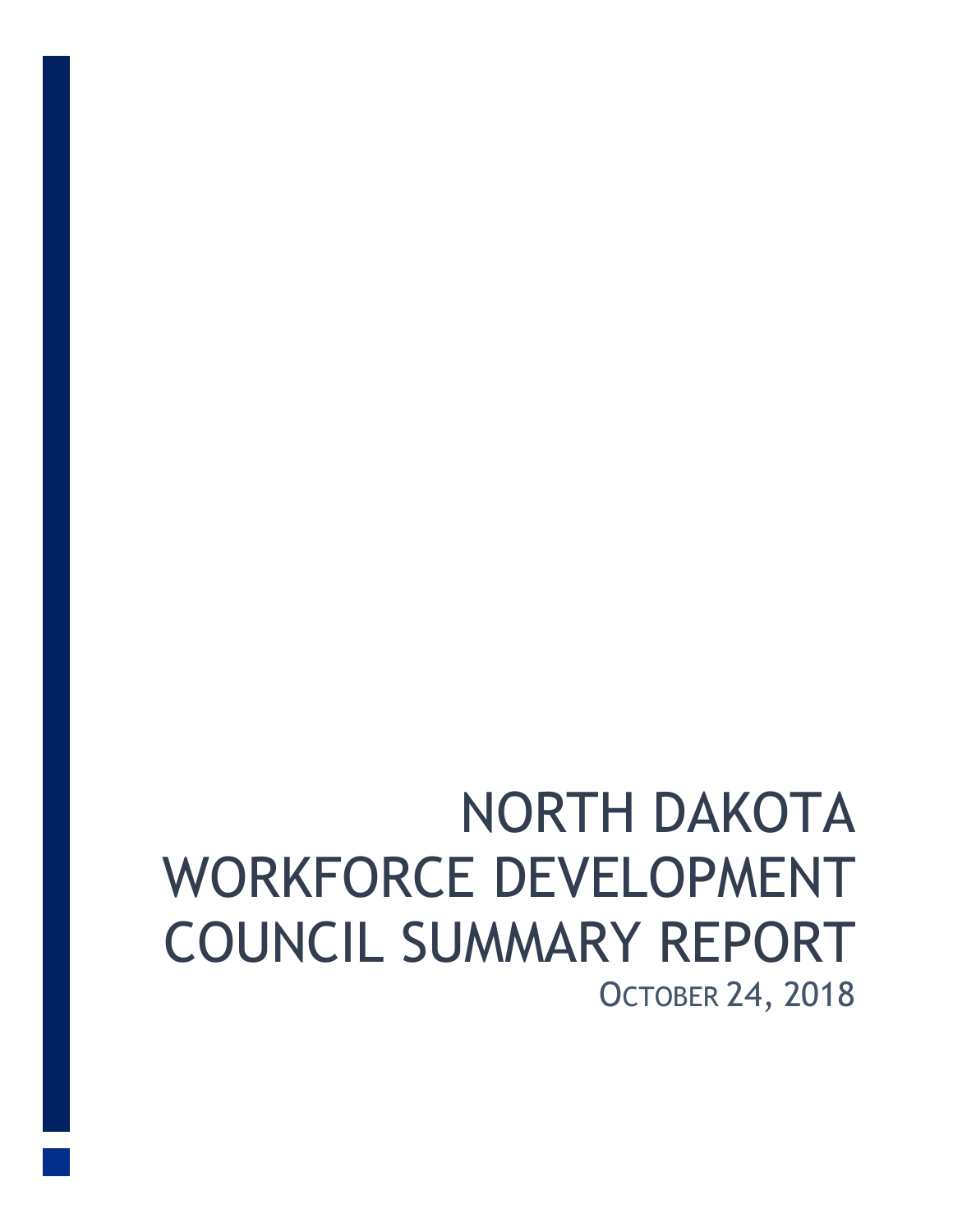# NORTH DAKOTA WORKFORCE DEVELOPMENT COUNCIL SUMMARY REPORT

OCTOBER 24, 2018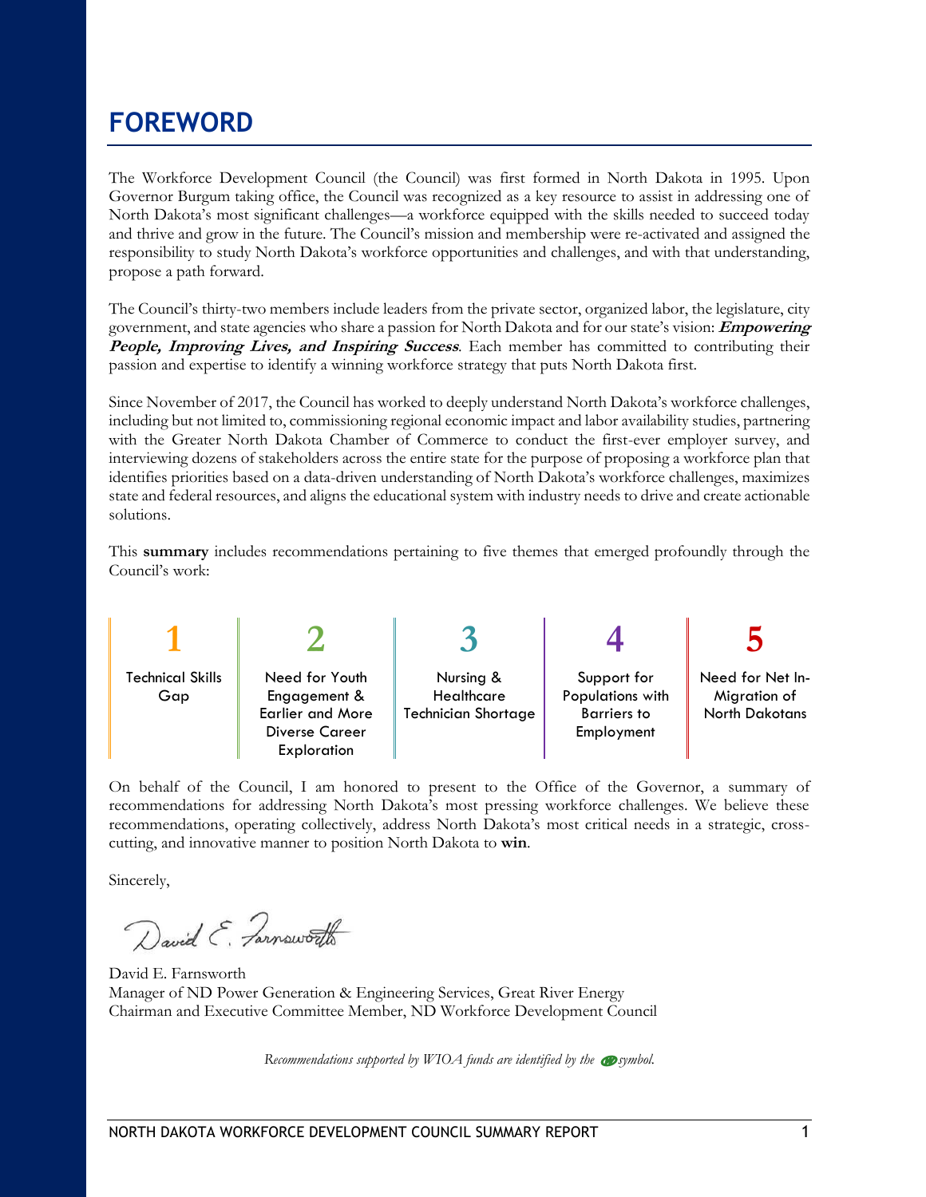# FOREWORD

The Workforce Development Council (the Council) was first formed in North Dakota in 1995. Upon Governor Burgum taking office, the Council was recognized as a key resource to assist in addressing one of North Dakota's most significant challenges—a workforce equipped with the skills needed to succeed today and thrive and grow in the future. The Council's mission and membership were re-activated and assigned the responsibility to study North Dakota's workforce opportunities and challenges, and with that understanding, propose a path forward.

The Council's thirty-two members include leaders from the private sector, organized labor, the legislature, city government, and state agencies who share a passion for North Dakota and for our state's vision: ***Empowering People, Improving Lives, and Inspiring Success***. Each member has committed to contributing their passion and expertise to identify a winning workforce strategy that puts North Dakota first.

Since November of 2017, the Council has worked to deeply understand North Dakota's workforce challenges, including but not limited to, commissioning regional economic impact and labor availability studies, partnering with the Greater North Dakota Chamber of Commerce to conduct the first-ever employer survey, and interviewing dozens of stakeholders across the entire state for the purpose of proposing a workforce plan that identifies priorities based on a data-driven understanding of North Dakota's workforce challenges, maximizes state and federal resources, and aligns the educational system with industry needs to drive and create actionable solutions.

This **summary** includes recommendations pertaining to five themes that emerged profoundly through the Council's work:

| 1 | 2 | 3 | 4 | 5 |
|---|---|---|---|---|
| Technical Skills Gap | Need for Youth Engagement & Earlier and More Diverse Career Exploration | Nursing & Healthcare Technician Shortage | Support for Populations with Barriers to Employment | Need for Net In-Migration of North Dakotans |

On behalf of the Council, I am honored to present to the Office of the Governor, a summary of recommendations for addressing North Dakota's most pressing workforce challenges. We believe these recommendations, operating collectively, address North Dakota's most critical needs in a strategic, cross-cutting, and innovative manner to position North Dakota to **win**.

Sincerely,

David E. Farnsworth

David E. Farnsworth
Manager of ND Power Generation & Engineering Services, Great River Energy
Chairman and Executive Committee Member, ND Workforce Development Council

*Recommendations supported by WIOA funds are identified by the symbol.*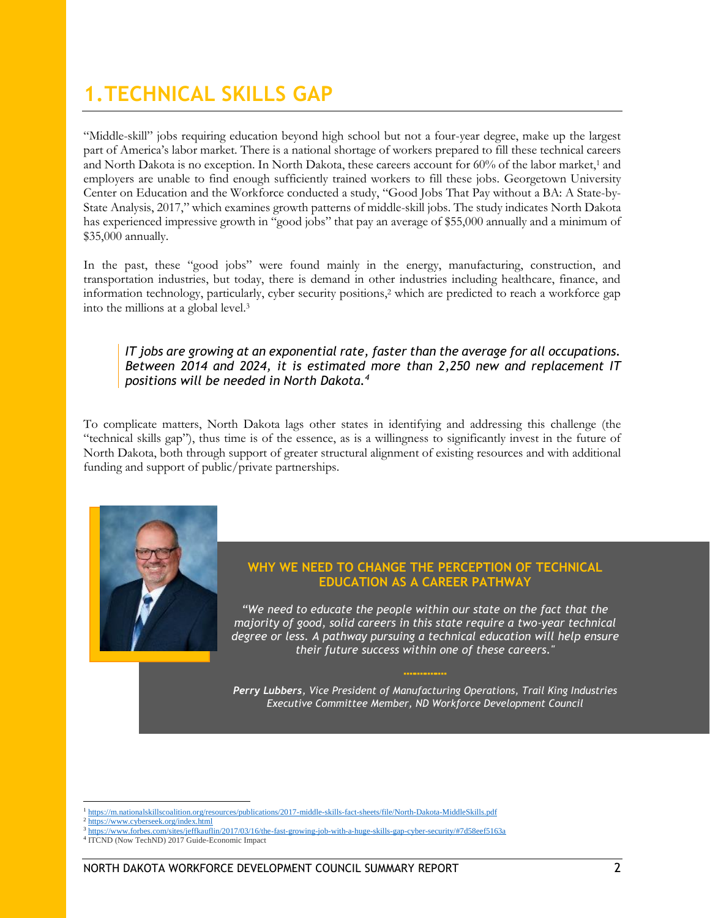# 1. TECHNICAL SKILLS GAP

"Middle-skill" jobs requiring education beyond high school but not a four-year degree, make up the largest part of America's labor market. There is a national shortage of workers prepared to fill these technical careers and North Dakota is no exception. In North Dakota, these careers account for 60% of the labor market,[1] and employers are unable to find enough sufficiently trained workers to fill these jobs. Georgetown University Center on Education and the Workforce conducted a study, "Good Jobs That Pay without a BA: A State-by-State Analysis, 2017," which examines growth patterns of middle-skill jobs. The study indicates North Dakota has experienced impressive growth in "good jobs" that pay an average of $55,000 annually and a minimum of $35,000 annually.

In the past, these "good jobs" were found mainly in the energy, manufacturing, construction, and transportation industries, but today, there is demand in other industries including healthcare, finance, and information technology, particularly, cyber security positions,[2] which are predicted to reach a workforce gap into the millions at a global level.[3]

> *IT jobs are growing at an exponential rate, faster than the average for all occupations. Between 2014 and 2024, it is estimated more than 2,250 new and replacement IT positions will be needed in North Dakota.[4]*

To complicate matters, North Dakota lags other states in identifying and addressing this challenge (the "technical skills gap"), thus time is of the essence, as is a willingness to significantly invest in the future of North Dakota, both through support of greater structural alignment of existing resources and with additional funding and support of public/private partnerships.

### WHY WE NEED TO CHANGE THE PERCEPTION OF TECHNICAL EDUCATION AS A CAREER PATHWAY

*"We need to educate the people within our state on the fact that the majority of good, solid careers in this state require a two-year technical degree or less. A pathway pursuing a technical education will help ensure their future success within one of these careers."*

***Perry Lubbers**, Vice President of Manufacturing Operations, Trail King Industries*
*Executive Committee Member, ND Workforce Development Council*

---

[1] https://m.nationalskillscoalition.org/resources/publications/2017-middle-skills-fact-sheets/file/North-Dakota-MiddleSkills.pdf
[2] https://www.cyberseek.org/index.html
[3] https://www.forbes.com/sites/jeffkauflin/2017/03/16/the-fast-growing-job-with-a-huge-skills-gap-cyber-security/#7d58eef5163a
[4] ITCND (Now TechND) 2017 Guide-Economic Impact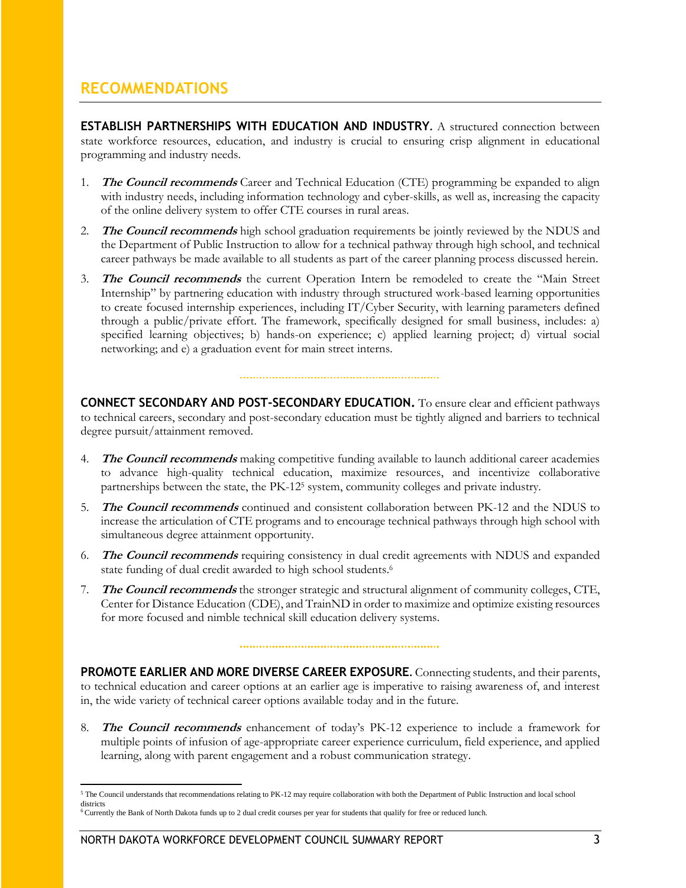## RECOMMENDATIONS

**ESTABLISH PARTNERSHIPS WITH EDUCATION AND INDUSTRY.** A structured connection between state workforce resources, education, and industry is crucial to ensuring crisp alignment in educational programming and industry needs.

1. ***The Council recommends*** Career and Technical Education (CTE) programming be expanded to align with industry needs, including information technology and cyber-skills, as well as, increasing the capacity of the online delivery system to offer CTE courses in rural areas.
2. ***The Council recommends*** high school graduation requirements be jointly reviewed by the NDUS and the Department of Public Instruction to allow for a technical pathway through high school, and technical career pathways be made available to all students as part of the career planning process discussed herein.
3. ***The Council recommends*** the current Operation Intern be remodeled to create the "Main Street Internship" by partnering education with industry through structured work-based learning opportunities to create focused internship experiences, including IT/Cyber Security, with learning parameters defined through a public/private effort. The framework, specifically designed for small business, includes: a) specified learning objectives; b) hands-on experience; c) applied learning project; d) virtual social networking; and e) a graduation event for main street interns.

**CONNECT SECONDARY AND POST-SECONDARY EDUCATION.** To ensure clear and efficient pathways to technical careers, secondary and post-secondary education must be tightly aligned and barriers to technical degree pursuit/attainment removed.

4. ***The Council recommends*** making competitive funding available to launch additional career academies to advance high-quality technical education, maximize resources, and incentivize collaborative partnerships between the state, the PK-12[5] system, community colleges and private industry.
5. ***The Council recommends*** continued and consistent collaboration between PK-12 and the NDUS to increase the articulation of CTE programs and to encourage technical pathways through high school with simultaneous degree attainment opportunity.
6. ***The Council recommends*** requiring consistency in dual credit agreements with NDUS and expanded state funding of dual credit awarded to high school students.[6]
7. ***The Council recommends*** the stronger strategic and structural alignment of community colleges, CTE, Center for Distance Education (CDE), and TrainND in order to maximize and optimize existing resources for more focused and nimble technical skill education delivery systems.

**PROMOTE EARLIER AND MORE DIVERSE CAREER EXPOSURE.** Connecting students, and their parents, to technical education and career options at an earlier age is imperative to raising awareness of, and interest in, the wide variety of technical career options available today and in the future.

8. ***The Council recommends*** enhancement of today's PK-12 experience to include a framework for multiple points of infusion of age-appropriate career experience curriculum, field experience, and applied learning, along with parent engagement and a robust communication strategy.

---

[5] The Council understands that recommendations relating to PK-12 may require collaboration with both the Department of Public Instruction and local school districts

[6] Currently the Bank of North Dakota funds up to 2 dual credit courses per year for students that qualify for free or reduced lunch.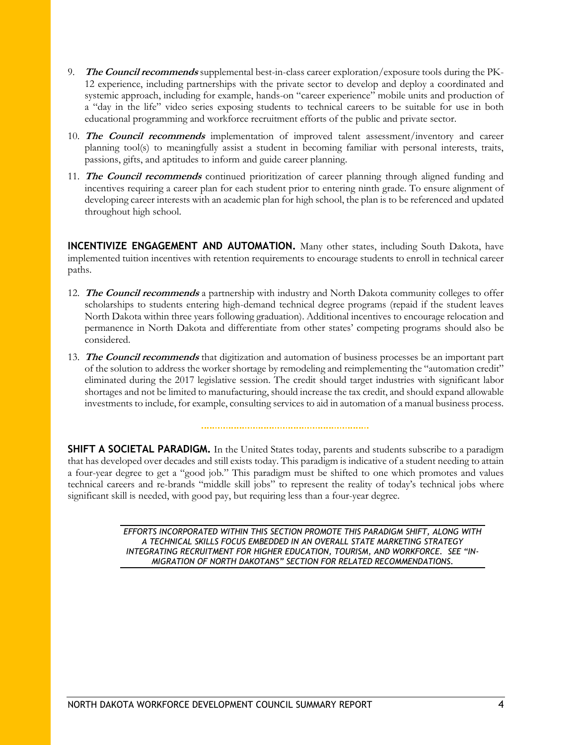9. ***The Council recommends*** supplemental best-in-class career exploration/exposure tools during the PK-12 experience, including partnerships with the private sector to develop and deploy a coordinated and systemic approach, including for example, hands-on "career experience" mobile units and production of a "day in the life" video series exposing students to technical careers to be suitable for use in both educational programming and workforce recruitment efforts of the public and private sector.

10. ***The Council recommends*** implementation of improved talent assessment/inventory and career planning tool(s) to meaningfully assist a student in becoming familiar with personal interests, traits, passions, gifts, and aptitudes to inform and guide career planning.

11. ***The Council recommends*** continued prioritization of career planning through aligned funding and incentives requiring a career plan for each student prior to entering ninth grade. To ensure alignment of developing career interests with an academic plan for high school, the plan is to be referenced and updated throughout high school.

**INCENTIVIZE ENGAGEMENT AND AUTOMATION.** Many other states, including South Dakota, have implemented tuition incentives with retention requirements to encourage students to enroll in technical career paths.

12. ***The Council recommends*** a partnership with industry and North Dakota community colleges to offer scholarships to students entering high-demand technical degree programs (repaid if the student leaves North Dakota within three years following graduation). Additional incentives to encourage relocation and permanence in North Dakota and differentiate from other states' competing programs should also be considered.

13. ***The Council recommends*** that digitization and automation of business processes be an important part of the solution to address the worker shortage by remodeling and reimplementing the "automation credit" eliminated during the 2017 legislative session. The credit should target industries with significant labor shortages and not be limited to manufacturing, should increase the tax credit, and should expand allowable investments to include, for example, consulting services to aid in automation of a manual business process.

---

**SHIFT A SOCIETAL PARADIGM.** In the United States today, parents and students subscribe to a paradigm that has developed over decades and still exists today. This paradigm is indicative of a student needing to attain a four-year degree to get a "good job." This paradigm must be shifted to one which promotes and values technical careers and re-brands "middle skill jobs" to represent the reality of today's technical jobs where significant skill is needed, with good pay, but requiring less than a four-year degree.

*EFFORTS INCORPORATED WITHIN THIS SECTION PROMOTE THIS PARADIGM SHIFT, ALONG WITH A TECHNICAL SKILLS FOCUS EMBEDDED IN AN OVERALL STATE MARKETING STRATEGY INTEGRATING RECRUITMENT FOR HIGHER EDUCATION, TOURISM, AND WORKFORCE. SEE "IN-MIGRATION OF NORTH DAKOTANS" SECTION FOR RELATED RECOMMENDATIONS.*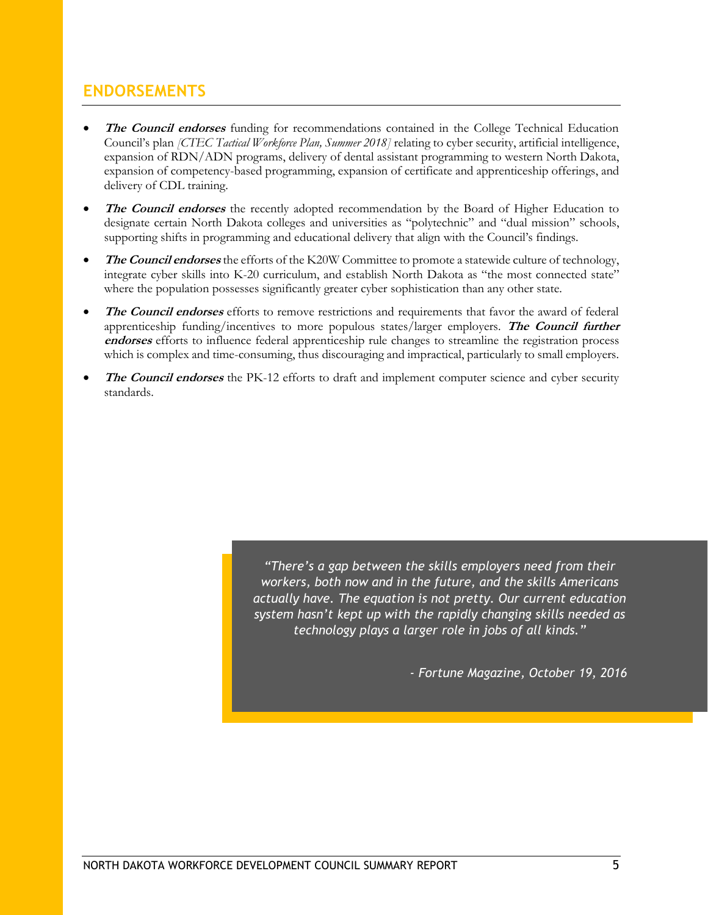## ENDORSEMENTS

- ***The Council endorses*** funding for recommendations contained in the College Technical Education Council's plan *[CTEC Tactical Workforce Plan, Summer 2018]* relating to cyber security, artificial intelligence, expansion of RDN/ADN programs, delivery of dental assistant programming to western North Dakota, expansion of competency-based programming, expansion of certificate and apprenticeship offerings, and delivery of CDL training.
- ***The Council endorses*** the recently adopted recommendation by the Board of Higher Education to designate certain North Dakota colleges and universities as "polytechnic" and "dual mission" schools, supporting shifts in programming and educational delivery that align with the Council's findings.
- ***The Council endorses*** the efforts of the K20W Committee to promote a statewide culture of technology, integrate cyber skills into K-20 curriculum, and establish North Dakota as "the most connected state" where the population possesses significantly greater cyber sophistication than any other state.
- ***The Council endorses*** efforts to remove restrictions and requirements that favor the award of federal apprenticeship funding/incentives to more populous states/larger employers. ***The Council further endorses*** efforts to influence federal apprenticeship rule changes to streamline the registration process which is complex and time-consuming, thus discouraging and impractical, particularly to small employers.
- ***The Council endorses*** the PK-12 efforts to draft and implement computer science and cyber security standards.

> *"There's a gap between the skills employers need from their workers, both now and in the future, and the skills Americans actually have. The equation is not pretty. Our current education system hasn't kept up with the rapidly changing skills needed as technology plays a larger role in jobs of all kinds."*
>
> *- Fortune Magazine, October 19, 2016*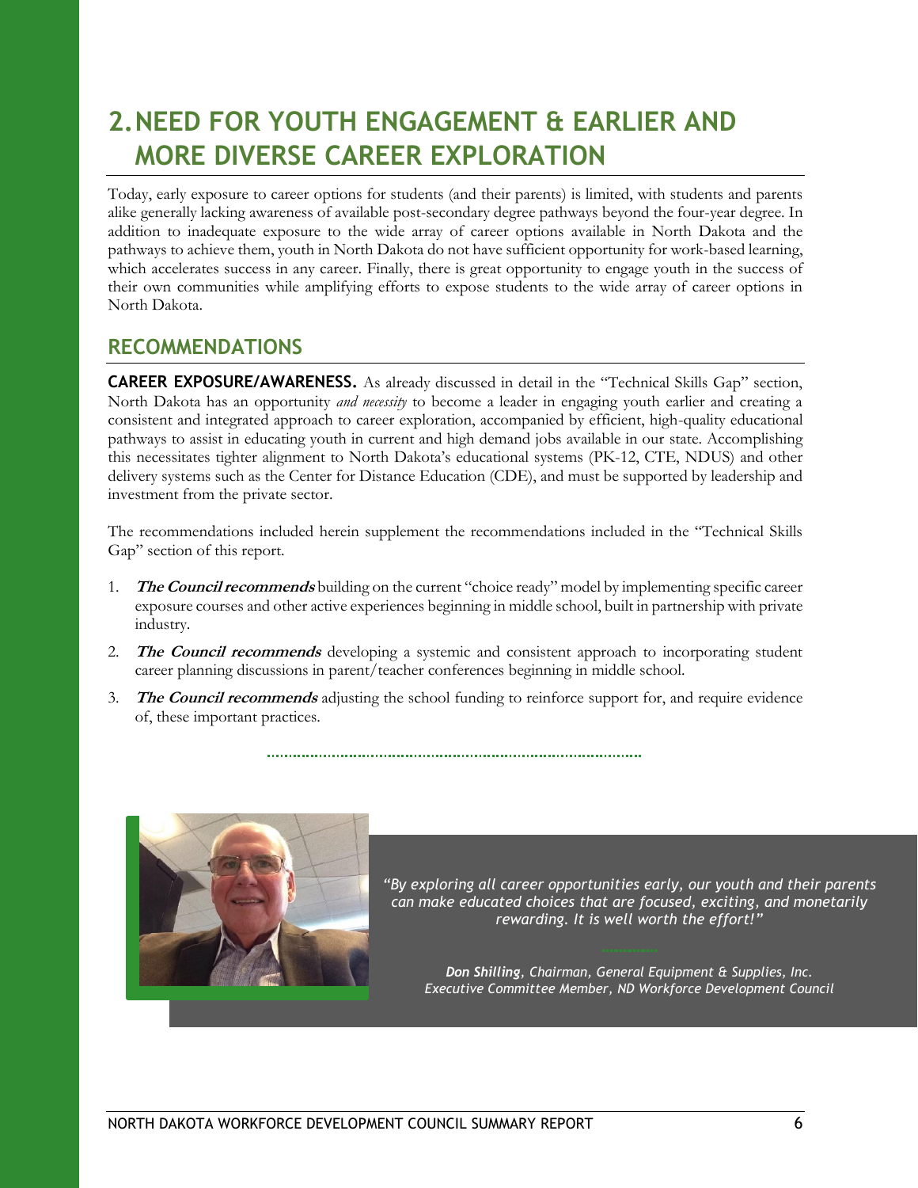# 2. NEED FOR YOUTH ENGAGEMENT & EARLIER AND MORE DIVERSE CAREER EXPLORATION

Today, early exposure to career options for students (and their parents) is limited, with students and parents alike generally lacking awareness of available post-secondary degree pathways beyond the four-year degree. In addition to inadequate exposure to the wide array of career options available in North Dakota and the pathways to achieve them, youth in North Dakota do not have sufficient opportunity for work-based learning, which accelerates success in any career. Finally, there is great opportunity to engage youth in the success of their own communities while amplifying efforts to expose students to the wide array of career options in North Dakota.

## RECOMMENDATIONS

**CAREER EXPOSURE/AWARENESS.** As already discussed in detail in the "Technical Skills Gap" section, North Dakota has an opportunity *and necessity* to become a leader in engaging youth earlier and creating a consistent and integrated approach to career exploration, accompanied by efficient, high-quality educational pathways to assist in educating youth in current and high demand jobs available in our state. Accomplishing this necessitates tighter alignment to North Dakota's educational systems (PK-12, CTE, NDUS) and other delivery systems such as the Center for Distance Education (CDE), and must be supported by leadership and investment from the private sector.

The recommendations included herein supplement the recommendations included in the "Technical Skills Gap" section of this report.

1. ***The Council recommends*** building on the current "choice ready" model by implementing specific career exposure courses and other active experiences beginning in middle school, built in partnership with private industry.
2. ***The Council recommends*** developing a systemic and consistent approach to incorporating student career planning discussions in parent/teacher conferences beginning in middle school.
3. ***The Council recommends*** adjusting the school funding to reinforce support for, and require evidence of, these important practices.

*"By exploring all career opportunities early, our youth and their parents can make educated choices that are focused, exciting, and monetarily rewarding. It is well worth the effort!"*

***Don Shilling**, Chairman, General Equipment & Supplies, Inc.*
*Executive Committee Member, ND Workforce Development Council*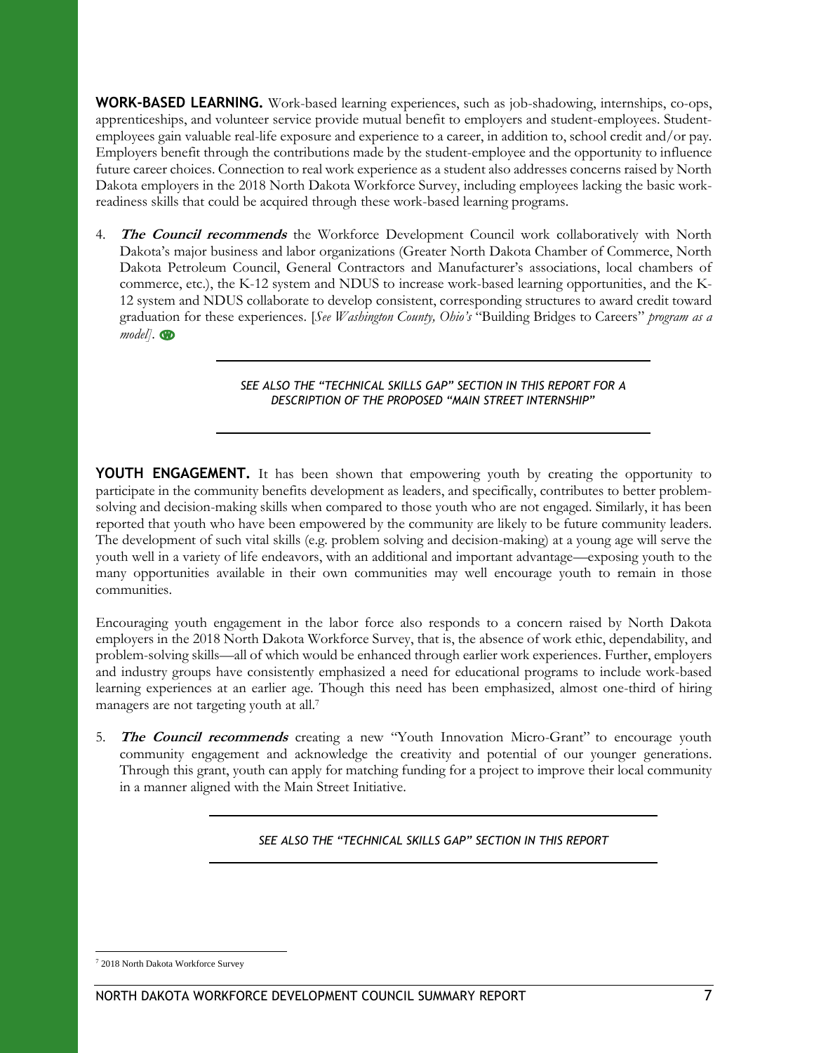**WORK-BASED LEARNING.** Work-based learning experiences, such as job-shadowing, internships, co-ops, apprenticeships, and volunteer service provide mutual benefit to employers and student-employees. Student-employees gain valuable real-life exposure and experience to a career, in addition to, school credit and/or pay. Employers benefit through the contributions made by the student-employee and the opportunity to influence future career choices. Connection to real work experience as a student also addresses concerns raised by North Dakota employers in the 2018 North Dakota Workforce Survey, including employees lacking the basic work-readiness skills that could be acquired through these work-based learning programs.

4. ***The Council recommends*** the Workforce Development Council work collaboratively with North Dakota's major business and labor organizations (Greater North Dakota Chamber of Commerce, North Dakota Petroleum Council, General Contractors and Manufacturer's associations, local chambers of commerce, etc.), the K-12 system and NDUS to increase work-based learning opportunities, and the K-12 system and NDUS collaborate to develop consistent, corresponding structures to award credit toward graduation for these experiences. [*See Washington County, Ohio's* "Building Bridges to Careers" *program as a model*].

---

*SEE ALSO THE "TECHNICAL SKILLS GAP" SECTION IN THIS REPORT FOR A DESCRIPTION OF THE PROPOSED "MAIN STREET INTERNSHIP"*

---

**YOUTH ENGAGEMENT.** It has been shown that empowering youth by creating the opportunity to participate in the community benefits development as leaders, and specifically, contributes to better problem-solving and decision-making skills when compared to those youth who are not engaged. Similarly, it has been reported that youth who have been empowered by the community are likely to be future community leaders. The development of such vital skills (e.g. problem solving and decision-making) at a young age will serve the youth well in a variety of life endeavors, with an additional and important advantage—exposing youth to the many opportunities available in their own communities may well encourage youth to remain in those communities.

Encouraging youth engagement in the labor force also responds to a concern raised by North Dakota employers in the 2018 North Dakota Workforce Survey, that is, the absence of work ethic, dependability, and problem-solving skills—all of which would be enhanced through earlier work experiences. Further, employers and industry groups have consistently emphasized a need for educational programs to include work-based learning experiences at an earlier age. Though this need has been emphasized, almost one-third of hiring managers are not targeting youth at all.[7]

5. ***The Council recommends*** creating a new "Youth Innovation Micro-Grant" to encourage youth community engagement and acknowledge the creativity and potential of our younger generations. Through this grant, youth can apply for matching funding for a project to improve their local community in a manner aligned with the Main Street Initiative.

---

*SEE ALSO THE "TECHNICAL SKILLS GAP" SECTION IN THIS REPORT*

---

[7] 2018 North Dakota Workforce Survey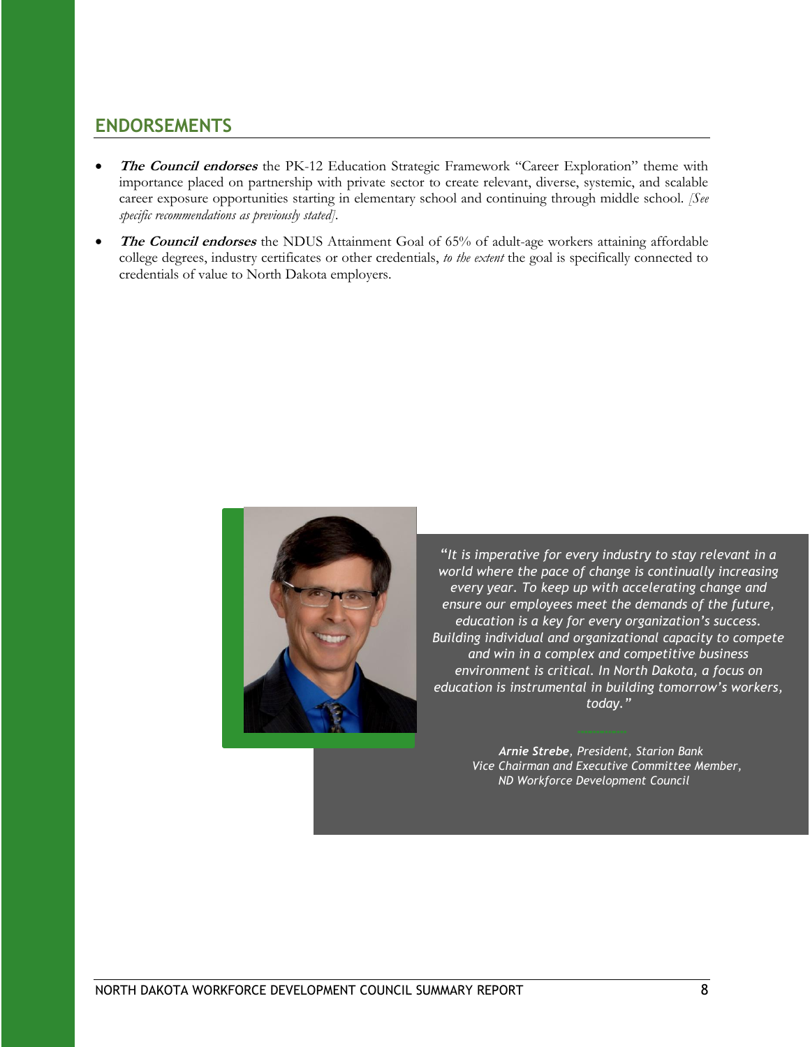## ENDORSEMENTS

- ***The Council endorses*** the PK-12 Education Strategic Framework "Career Exploration" theme with importance placed on partnership with private sector to create relevant, diverse, systemic, and scalable career exposure opportunities starting in elementary school and continuing through middle school. *[See specific recommendations as previously stated]*.
- ***The Council endorses*** the NDUS Attainment Goal of 65% of adult-age workers attaining affordable college degrees, industry certificates or other credentials, *to the extent* the goal is specifically connected to credentials of value to North Dakota employers.

*"It is imperative for every industry to stay relevant in a world where the pace of change is continually increasing every year. To keep up with accelerating change and ensure our employees meet the demands of the future, education is a key for every organization's success. Building individual and organizational capacity to compete and win in a complex and competitive business environment is critical. In North Dakota, a focus on education is instrumental in building tomorrow's workers, today."*

***Arnie Strebe**, President, Starion Bank*
*Vice Chairman and Executive Committee Member,*
*ND Workforce Development Council*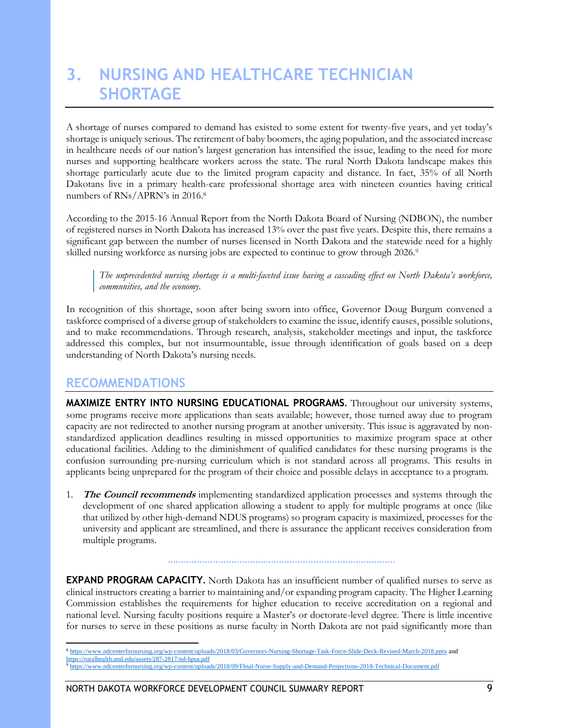# 3. NURSING AND HEALTHCARE TECHNICIAN SHORTAGE

A shortage of nurses compared to demand has existed to some extent for twenty-five years, and yet today's shortage is uniquely serious. The retirement of baby boomers, the aging population, and the associated increase in healthcare needs of our nation's largest generation has intensified the issue, leading to the need for more nurses and supporting healthcare workers across the state. The rural North Dakota landscape makes this shortage particularly acute due to the limited program capacity and distance. In fact, 35% of all North Dakotans live in a primary health-care professional shortage area with nineteen counties having critical numbers of RNs/APRN's in 2016.[8]

According to the 2015-16 Annual Report from the North Dakota Board of Nursing (NDBON), the number of registered nurses in North Dakota has increased 13% over the past five years. Despite this, there remains a significant gap between the number of nurses licensed in North Dakota and the statewide need for a highly skilled nursing workforce as nursing jobs are expected to continue to grow through 2026.[9]

> *The unprecedented nursing shortage is a multi-faceted issue having a cascading effect on North Dakota's workforce, communities, and the economy.*

In recognition of this shortage, soon after being sworn into office, Governor Doug Burgum convened a taskforce comprised of a diverse group of stakeholders to examine the issue, identify causes, possible solutions, and to make recommendations. Through research, analysis, stakeholder meetings and input, the taskforce addressed this complex, but not insurmountable, issue through identification of goals based on a deep understanding of North Dakota's nursing needs.

## RECOMMENDATIONS

**MAXIMIZE ENTRY INTO NURSING EDUCATIONAL PROGRAMS.** Throughout our university systems, some programs receive more applications than seats available; however, those turned away due to program capacity are not redirected to another nursing program at another university. This issue is aggravated by non-standardized application deadlines resulting in missed opportunities to maximize program space at other educational facilities. Adding to the diminishment of qualified candidates for these nursing programs is the confusion surrounding pre-nursing curriculum which is not standard across all programs. This results in applicants being unprepared for the program of their choice and possible delays in acceptance to a program.

1. ***The Council recommends*** implementing standardized application processes and systems through the development of one shared application allowing a student to apply for multiple programs at once (like that utilized by other high-demand NDUS programs) so program capacity is maximized, processes for the university and applicant are streamlined, and there is assurance the applicant receives consideration from multiple programs.

**EXPAND PROGRAM CAPACITY.** North Dakota has an insufficient number of qualified nurses to serve as clinical instructors creating a barrier to maintaining and/or expanding program capacity. The Higher Learning Commission establishes the requirements for higher education to receive accreditation on a regional and national level. Nursing faculty positions require a Master's or doctorate-level degree. There is little incentive for nurses to serve in these positions as nurse faculty in North Dakota are not paid significantly more than

---

[8] https://www.ndcenterfornursing.org/wp-content/uploads/2018/03/Governors-Nursing-Shortage-Task-Force-Slide-Deck-Revised-March-2018.pptx and https://ruralhealth.und.edu/assets/287-2817/nd-hpsa.pdf

[9] https://www.ndcenterfornursing.org/wp-content/uploads/2018/09/FInal-Nurse-Supply-and-Demand-Projections-2018-Technical-Document.pdf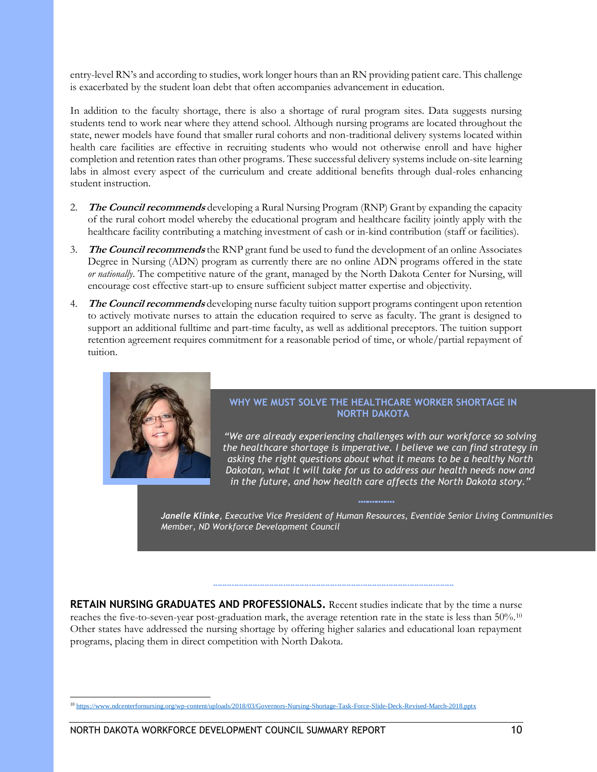entry-level RN's and according to studies, work longer hours than an RN providing patient care. This challenge is exacerbated by the student loan debt that often accompanies advancement in education.

In addition to the faculty shortage, there is also a shortage of rural program sites. Data suggests nursing students tend to work near where they attend school. Although nursing programs are located throughout the state, newer models have found that smaller rural cohorts and non-traditional delivery systems located within health care facilities are effective in recruiting students who would not otherwise enroll and have higher completion and retention rates than other programs. These successful delivery systems include on-site learning labs in almost every aspect of the curriculum and create additional benefits through dual-roles enhancing student instruction.

2. ***The Council recommends*** developing a Rural Nursing Program (RNP) Grant by expanding the capacity of the rural cohort model whereby the educational program and healthcare facility jointly apply with the healthcare facility contributing a matching investment of cash or in-kind contribution (staff or facilities).
3. ***The Council recommends*** the RNP grant fund be used to fund the development of an online Associates Degree in Nursing (ADN) program as currently there are no online ADN programs offered in the state *or nationally*. The competitive nature of the grant, managed by the North Dakota Center for Nursing, will encourage cost effective start-up to ensure sufficient subject matter expertise and objectivity.
4. ***The Council recommends*** developing nurse faculty tuition support programs contingent upon retention to actively motivate nurses to attain the education required to serve as faculty. The grant is designed to support an additional fulltime and part-time faculty, as well as additional preceptors. The tuition support retention agreement requires commitment for a reasonable period of time, or whole/partial repayment of tuition.

**WHY WE MUST SOLVE THE HEALTHCARE WORKER SHORTAGE IN NORTH DAKOTA**

*"We are already experiencing challenges with our workforce so solving the healthcare shortage is imperative. I believe we can find strategy in asking the right questions about what it means to be a healthy North Dakotan, what it will take for us to address our health needs now and in the future, and how health care affects the North Dakota story."*

***Janelle Klinke****, Executive Vice President of Human Resources, Eventide Senior Living Communities*
*Member, ND Workforce Development Council*

**RETAIN NURSING GRADUATES AND PROFESSIONALS.** Recent studies indicate that by the time a nurse reaches the five-to-seven-year post-graduation mark, the average retention rate in the state is less than 50%.[10] Other states have addressed the nursing shortage by offering higher salaries and educational loan repayment programs, placing them in direct competition with North Dakota.

[10] https://www.ndcenterfornursing.org/wp-content/uploads/2018/03/Governors-Nursing-Shortage-Task-Force-Slide-Deck-Revised-March-2018.pptx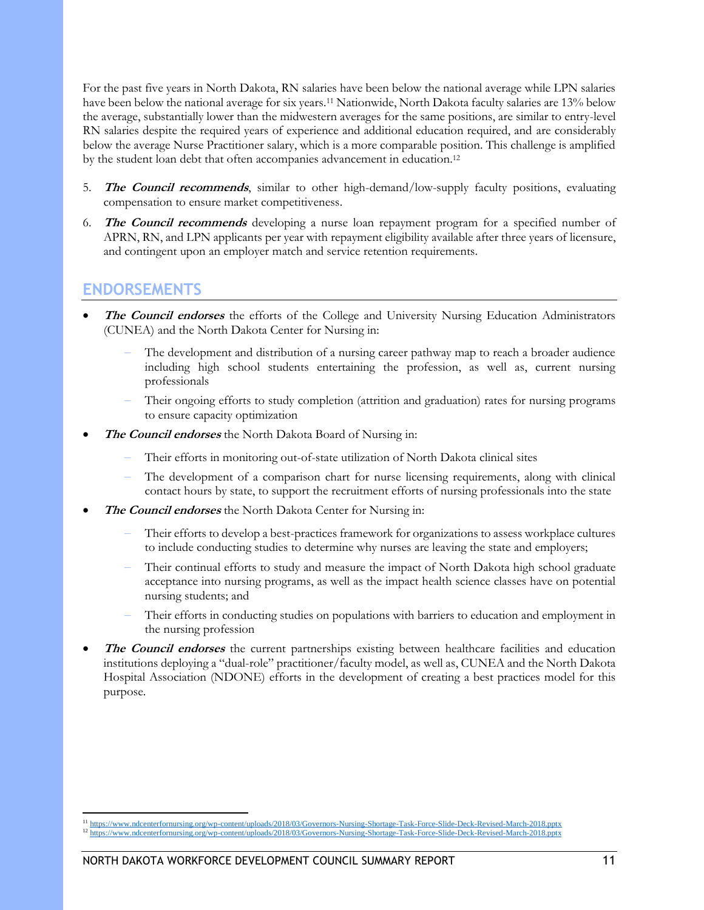For the past five years in North Dakota, RN salaries have been below the national average while LPN salaries have been below the national average for six years.[11] Nationwide, North Dakota faculty salaries are 13% below the average, substantially lower than the midwestern averages for the same positions, are similar to entry-level RN salaries despite the required years of experience and additional education required, and are considerably below the average Nurse Practitioner salary, which is a more comparable position. This challenge is amplified by the student loan debt that often accompanies advancement in education.[12]

5. ***The Council recommends***, similar to other high-demand/low-supply faculty positions, evaluating compensation to ensure market competitiveness.
6. ***The Council recommends*** developing a nurse loan repayment program for a specified number of APRN, RN, and LPN applicants per year with repayment eligibility available after three years of licensure, and contingent upon an employer match and service retention requirements.

## ENDORSEMENTS

- ***The Council endorses*** the efforts of the College and University Nursing Education Administrators (CUNEA) and the North Dakota Center for Nursing in:
  - The development and distribution of a nursing career pathway map to reach a broader audience including high school students entertaining the profession, as well as, current nursing professionals
  - Their ongoing efforts to study completion (attrition and graduation) rates for nursing programs to ensure capacity optimization
- ***The Council endorses*** the North Dakota Board of Nursing in:
  - Their efforts in monitoring out-of-state utilization of North Dakota clinical sites
  - The development of a comparison chart for nurse licensing requirements, along with clinical contact hours by state, to support the recruitment efforts of nursing professionals into the state
- ***The Council endorses*** the North Dakota Center for Nursing in:
  - Their efforts to develop a best-practices framework for organizations to assess workplace cultures to include conducting studies to determine why nurses are leaving the state and employers;
  - Their continual efforts to study and measure the impact of North Dakota high school graduate acceptance into nursing programs, as well as the impact health science classes have on potential nursing students; and
  - Their efforts in conducting studies on populations with barriers to education and employment in the nursing profession
- ***The Council endorses*** the current partnerships existing between healthcare facilities and education institutions deploying a "dual-role" practitioner/faculty model, as well as, CUNEA and the North Dakota Hospital Association (NDONE) efforts in the development of creating a best practices model for this purpose.

---

[11] https://www.ndcenterfornursing.org/wp-content/uploads/2018/03/Governors-Nursing-Shortage-Task-Force-Slide-Deck-Revised-March-2018.pptx

[12] https://www.ndcenterfornursing.org/wp-content/uploads/2018/03/Governors-Nursing-Shortage-Task-Force-Slide-Deck-Revised-March-2018.pptx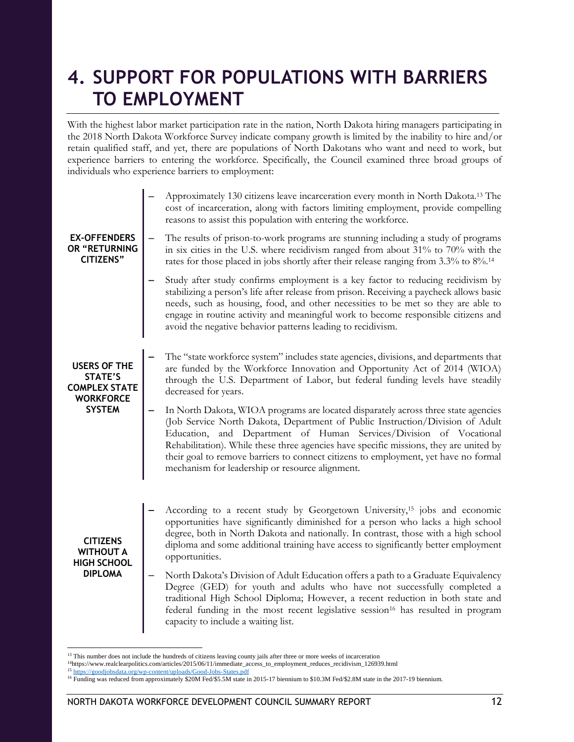# 4. SUPPORT FOR POPULATIONS WITH BARRIERS TO EMPLOYMENT

With the highest labor market participation rate in the nation, North Dakota hiring managers participating in the 2018 North Dakota Workforce Survey indicate company growth is limited by the inability to hire and/or retain qualified staff, and yet, there are populations of North Dakotans who want and need to work, but experience barriers to entering the workforce. Specifically, the Council examined three broad groups of individuals who experience barriers to employment:

**EX-OFFENDERS OR "RETURNING CITIZENS"**

- Approximately 130 citizens leave incarceration every month in North Dakota.[13] The cost of incarceration, along with factors limiting employment, provide compelling reasons to assist this population with entering the workforce.
- The results of prison-to-work programs are stunning including a study of programs in six cities in the U.S. where recidivism ranged from about 31% to 70% with the rates for those placed in jobs shortly after their release ranging from 3.3% to 8%.[14]
- Study after study confirms employment is a key factor to reducing recidivism by stabilizing a person's life after release from prison. Receiving a paycheck allows basic needs, such as housing, food, and other necessities to be met so they are able to engage in routine activity and meaningful work to become responsible citizens and avoid the negative behavior patterns leading to recidivism.

**USERS OF THE STATE'S COMPLEX STATE WORKFORCE SYSTEM**

- The "state workforce system" includes state agencies, divisions, and departments that are funded by the Workforce Innovation and Opportunity Act of 2014 (WIOA) through the U.S. Department of Labor, but federal funding levels have steadily decreased for years.
- In North Dakota, WIOA programs are located disparately across three state agencies (Job Service North Dakota, Department of Public Instruction/Division of Adult Education, and Department of Human Services/Division of Vocational Rehabilitation). While these three agencies have specific missions, they are united by their goal to remove barriers to connect citizens to employment, yet have no formal mechanism for leadership or resource alignment.

**CITIZENS WITHOUT A HIGH SCHOOL DIPLOMA**

- According to a recent study by Georgetown University,[15] jobs and economic opportunities have significantly diminished for a person who lacks a high school degree, both in North Dakota and nationally. In contrast, those with a high school diploma and some additional training have access to significantly better employment opportunities.
- North Dakota's Division of Adult Education offers a path to a Graduate Equivalency Degree (GED) for youth and adults who have not successfully completed a traditional High School Diploma; However, a recent reduction in both state and federal funding in the most recent legislative session[16] has resulted in program capacity to include a waiting list.

---

[13] This number does not include the hundreds of citizens leaving county jails after three or more weeks of incarceration

[14] https://www.realclearpolitics.com/articles/2015/06/11/immediate_access_to_employment_reduces_recidivism_126939.html

[15] https://goodjobsdata.org/wp-content/uploads/Good-Jobs-States.pdf

[16] Funding was reduced from approximately $20M Fed/$5.5M state in 2015-17 biennium to $10.3M Fed/$2.8M state in the 2017-19 biennium.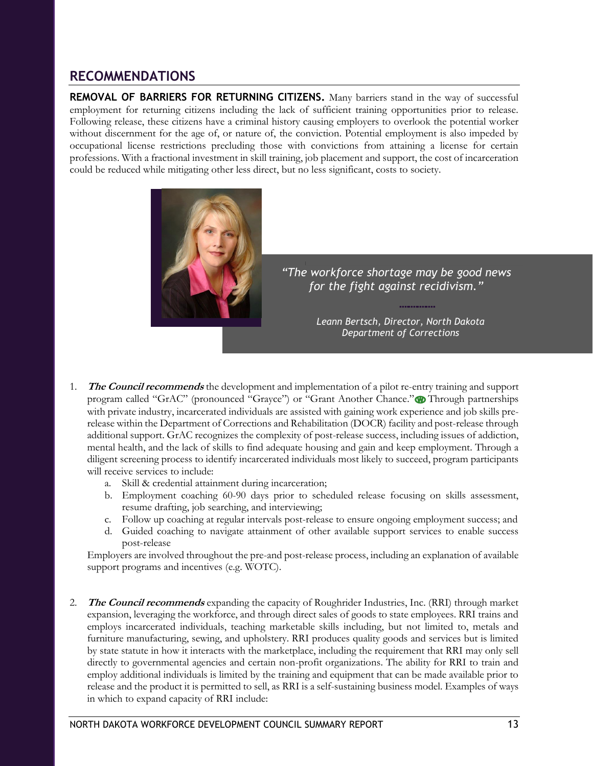## RECOMMENDATIONS

**REMOVAL OF BARRIERS FOR RETURNING CITIZENS.** Many barriers stand in the way of successful employment for returning citizens including the lack of sufficient training opportunities prior to release. Following release, these citizens have a criminal history causing employers to overlook the potential worker without discernment for the age of, or nature of, the conviction. Potential employment is also impeded by occupational license restrictions precluding those with convictions from attaining a license for certain professions. With a fractional investment in skill training, job placement and support, the cost of incarceration could be reduced while mitigating other less direct, but no less significant, costs to society.

> *"The workforce shortage may be good news for the fight against recidivism."*
>
> *Leann Bertsch, Director, North Dakota Department of Corrections*

1. ***The Council recommends*** the development and implementation of a pilot re-entry training and support program called "GrAC" (pronounced "Grayce") or "Grant Another Chance." Through partnerships with private industry, incarcerated individuals are assisted with gaining work experience and job skills pre-release within the Department of Corrections and Rehabilitation (DOCR) facility and post-release through additional support. GrAC recognizes the complexity of post-release success, including issues of addiction, mental health, and the lack of skills to find adequate housing and gain and keep employment. Through a diligent screening process to identify incarcerated individuals most likely to succeed, program participants will receive services to include:
   a. Skill & credential attainment during incarceration;
   b. Employment coaching 60-90 days prior to scheduled release focusing on skills assessment, resume drafting, job searching, and interviewing;
   c. Follow up coaching at regular intervals post-release to ensure ongoing employment success; and
   d. Guided coaching to navigate attainment of other available support services to enable success post-release

   Employers are involved throughout the pre-and post-release process, including an explanation of available support programs and incentives (e.g. WOTC).

2. ***The Council recommends*** expanding the capacity of Roughrider Industries, Inc. (RRI) through market expansion, leveraging the workforce, and through direct sales of goods to state employees. RRI trains and employs incarcerated individuals, teaching marketable skills including, but not limited to, metals and furniture manufacturing, sewing, and upholstery. RRI produces quality goods and services but is limited by state statute in how it interacts with the marketplace, including the requirement that RRI may only sell directly to governmental agencies and certain non-profit organizations. The ability for RRI to train and employ additional individuals is limited by the training and equipment that can be made available prior to release and the product it is permitted to sell, as RRI is a self-sustaining business model. Examples of ways in which to expand capacity of RRI include: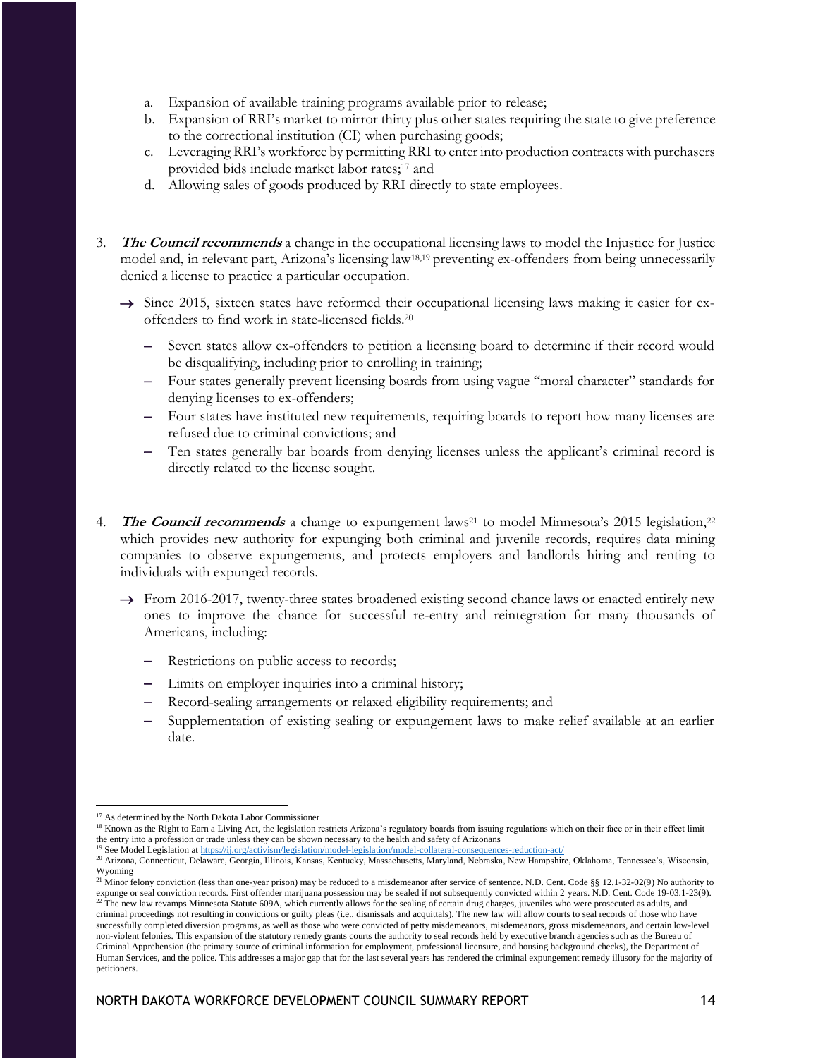a. Expansion of available training programs available prior to release;
   b. Expansion of RRI's market to mirror thirty plus other states requiring the state to give preference to the correctional institution (CI) when purchasing goods;
   c. Leveraging RRI's workforce by permitting RRI to enter into production contracts with purchasers provided bids include market labor rates;[17] and
   d. Allowing sales of goods produced by RRI directly to state employees.

3. ***The Council recommends*** a change in the occupational licensing laws to model the Injustice for Justice model and, in relevant part, Arizona's licensing law[18,19] preventing ex-offenders from being unnecessarily denied a license to practice a particular occupation.

   → Since 2015, sixteen states have reformed their occupational licensing laws making it easier for ex-offenders to find work in state-licensed fields.[20]

   – Seven states allow ex-offenders to petition a licensing board to determine if their record would be disqualifying, including prior to enrolling in training;
   – Four states generally prevent licensing boards from using vague "moral character" standards for denying licenses to ex-offenders;
   – Four states have instituted new requirements, requiring boards to report how many licenses are refused due to criminal convictions; and
   – Ten states generally bar boards from denying licenses unless the applicant's criminal record is directly related to the license sought.

4. ***The Council recommends*** a change to expungement laws[21] to model Minnesota's 2015 legislation,[22] which provides new authority for expunging both criminal and juvenile records, requires data mining companies to observe expungements, and protects employers and landlords hiring and renting to individuals with expunged records.

   → From 2016-2017, twenty-three states broadened existing second chance laws or enacted entirely new ones to improve the chance for successful re-entry and reintegration for many thousands of Americans, including:

   – Restrictions on public access to records;
   – Limits on employer inquiries into a criminal history;
   – Record-sealing arrangements or relaxed eligibility requirements; and
   – Supplementation of existing sealing or expungement laws to make relief available at an earlier date.

---

[17] As determined by the North Dakota Labor Commissioner

[18] Known as the Right to Earn a Living Act, the legislation restricts Arizona's regulatory boards from issuing regulations which on their face or in their effect limit the entry into a profession or trade unless they can be shown necessary to the health and safety of Arizonans

[19] See Model Legislation at https://ij.org/activism/legislation/model-legislation/model-collateral-consequences-reduction-act/

[20] Arizona, Connecticut, Delaware, Georgia, Illinois, Kansas, Kentucky, Massachusetts, Maryland, Nebraska, New Hampshire, Oklahoma, Tennessee's, Wisconsin, Wyoming

[21] Minor felony conviction (less than one-year prison) may be reduced to a misdemeanor after service of sentence. N.D. Cent. Code §§ 12.1-32-02(9) No authority to expunge or seal conviction records. First offender marijuana possession may be sealed if not subsequently convicted within 2 years. N.D. Cent. Code 19-03.1-23(9).

[22] The new law revamps Minnesota Statute 609A, which currently allows for the sealing of certain drug charges, juveniles who were prosecuted as adults, and criminal proceedings not resulting in convictions or guilty pleas (i.e., dismissals and acquittals). The new law will allow courts to seal records of those who have successfully completed diversion programs, as well as those who were convicted of petty misdemeanors, misdemeanors, gross misdemeanors, and certain low-level non-violent felonies. This expansion of the statutory remedy grants courts the authority to seal records held by executive branch agencies such as the Bureau of Criminal Apprehension (the primary source of criminal information for employment, professional licensure, and housing background checks), the Department of Human Services, and the police. This addresses a major gap that for the last several years has rendered the criminal expungement remedy illusory for the majority of petitioners.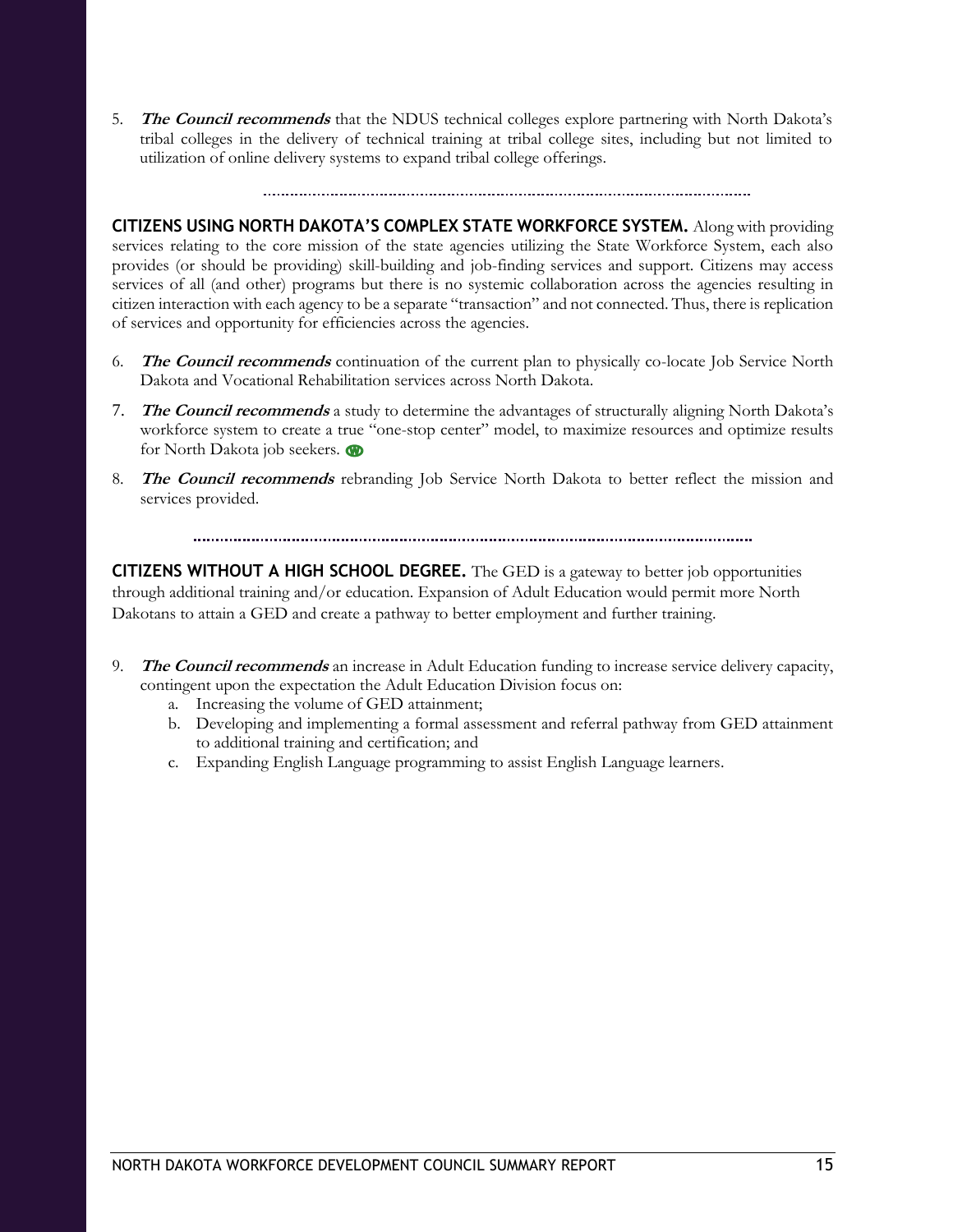5. ***The Council recommends*** that the NDUS technical colleges explore partnering with North Dakota's tribal colleges in the delivery of technical training at tribal college sites, including but not limited to utilization of online delivery systems to expand tribal college offerings.

---

**CITIZENS USING NORTH DAKOTA'S COMPLEX STATE WORKFORCE SYSTEM.** Along with providing services relating to the core mission of the state agencies utilizing the State Workforce System, each also provides (or should be providing) skill-building and job-finding services and support. Citizens may access services of all (and other) programs but there is no systemic collaboration across the agencies resulting in citizen interaction with each agency to be a separate "transaction" and not connected. Thus, there is replication of services and opportunity for efficiencies across the agencies.

6. ***The Council recommends*** continuation of the current plan to physically co-locate Job Service North Dakota and Vocational Rehabilitation services across North Dakota.
7. ***The Council recommends*** a study to determine the advantages of structurally aligning North Dakota's workforce system to create a true "one-stop center" model, to maximize resources and optimize results for North Dakota job seekers.
8. ***The Council recommends*** rebranding Job Service North Dakota to better reflect the mission and services provided.

---

**CITIZENS WITHOUT A HIGH SCHOOL DEGREE.** The GED is a gateway to better job opportunities through additional training and/or education. Expansion of Adult Education would permit more North Dakotans to attain a GED and create a pathway to better employment and further training.

9. ***The Council recommends*** an increase in Adult Education funding to increase service delivery capacity, contingent upon the expectation the Adult Education Division focus on:
   a. Increasing the volume of GED attainment;
   b. Developing and implementing a formal assessment and referral pathway from GED attainment to additional training and certification; and
   c. Expanding English Language programming to assist English Language learners.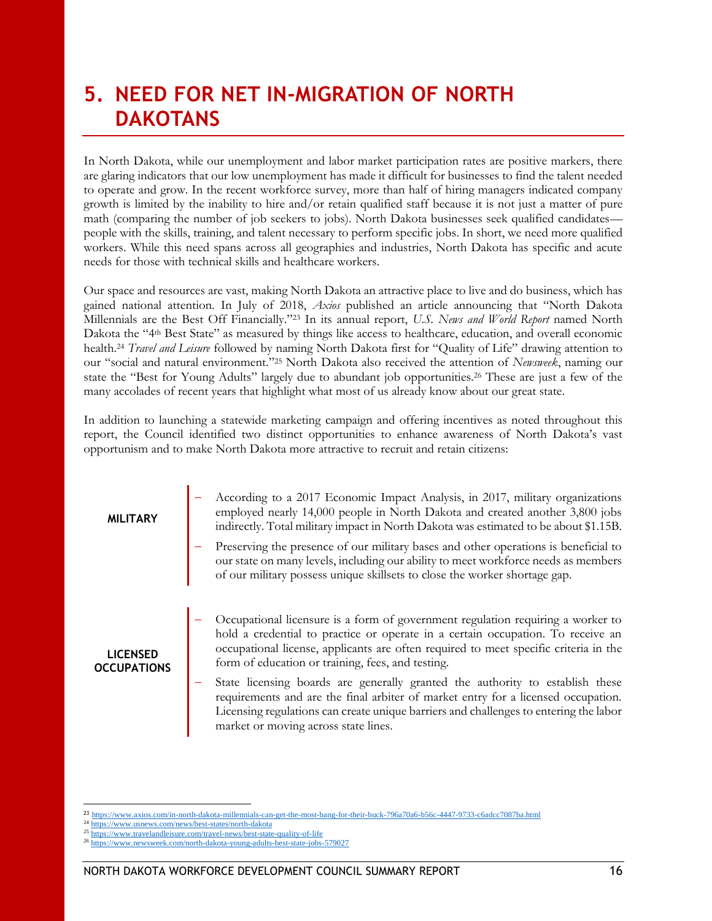# 5. NEED FOR NET IN-MIGRATION OF NORTH DAKOTANS

In North Dakota, while our unemployment and labor market participation rates are positive markers, there are glaring indicators that our low unemployment has made it difficult for businesses to find the talent needed to operate and grow. In the recent workforce survey, more than half of hiring managers indicated company growth is limited by the inability to hire and/or retain qualified staff because it is not just a matter of pure math (comparing the number of job seekers to jobs). North Dakota businesses seek qualified candidates—people with the skills, training, and talent necessary to perform specific jobs. In short, we need more qualified workers. While this need spans across all geographies and industries, North Dakota has specific and acute needs for those with technical skills and healthcare workers.

Our space and resources are vast, making North Dakota an attractive place to live and do business, which has gained national attention. In July of 2018, *Axios* published an article announcing that "North Dakota Millennials are the Best Off Financially."[23] In its annual report, *U.S. News and World Report* named North Dakota the "4th Best State" as measured by things like access to healthcare, education, and overall economic health.[24] *Travel and Leisure* followed by naming North Dakota first for "Quality of Life" drawing attention to our "social and natural environment."[25] North Dakota also received the attention of *Newsweek*, naming our state the "Best for Young Adults" largely due to abundant job opportunities.[26] These are just a few of the many accolades of recent years that highlight what most of us already know about our great state.

In addition to launching a statewide marketing campaign and offering incentives as noted throughout this report, the Council identified two distinct opportunities to enhance awareness of North Dakota's vast opportunism and to make North Dakota more attractive to recruit and retain citizens:

**MILITARY**

- According to a 2017 Economic Impact Analysis, in 2017, military organizations employed nearly 14,000 people in North Dakota and created another 3,800 jobs indirectly. Total military impact in North Dakota was estimated to be about $1.15B.
- Preserving the presence of our military bases and other operations is beneficial to our state on many levels, including our ability to meet workforce needs as members of our military possess unique skillsets to close the worker shortage gap.

**LICENSED OCCUPATIONS**

- Occupational licensure is a form of government regulation requiring a worker to hold a credential to practice or operate in a certain occupation. To receive an occupational license, applicants are often required to meet specific criteria in the form of education or training, fees, and testing.
- State licensing boards are generally granted the authority to establish these requirements and are the final arbiter of market entry for a licensed occupation. Licensing regulations can create unique barriers and challenges to entering the labor market or moving across state lines.

---

[23] https://www.axios.com/in-north-dakota-millennials-can-get-the-most-bang-for-their-buck-796a70a6-b56c-4447-9733-c6adcc7087ba.html
[24] https://www.usnews.com/news/best-states/north-dakota
[25] https://www.travelandleisure.com/travel-news/best-state-quality-of-life
[26] https://www.newsweek.com/north-dakota-young-adults-best-state-jobs-579027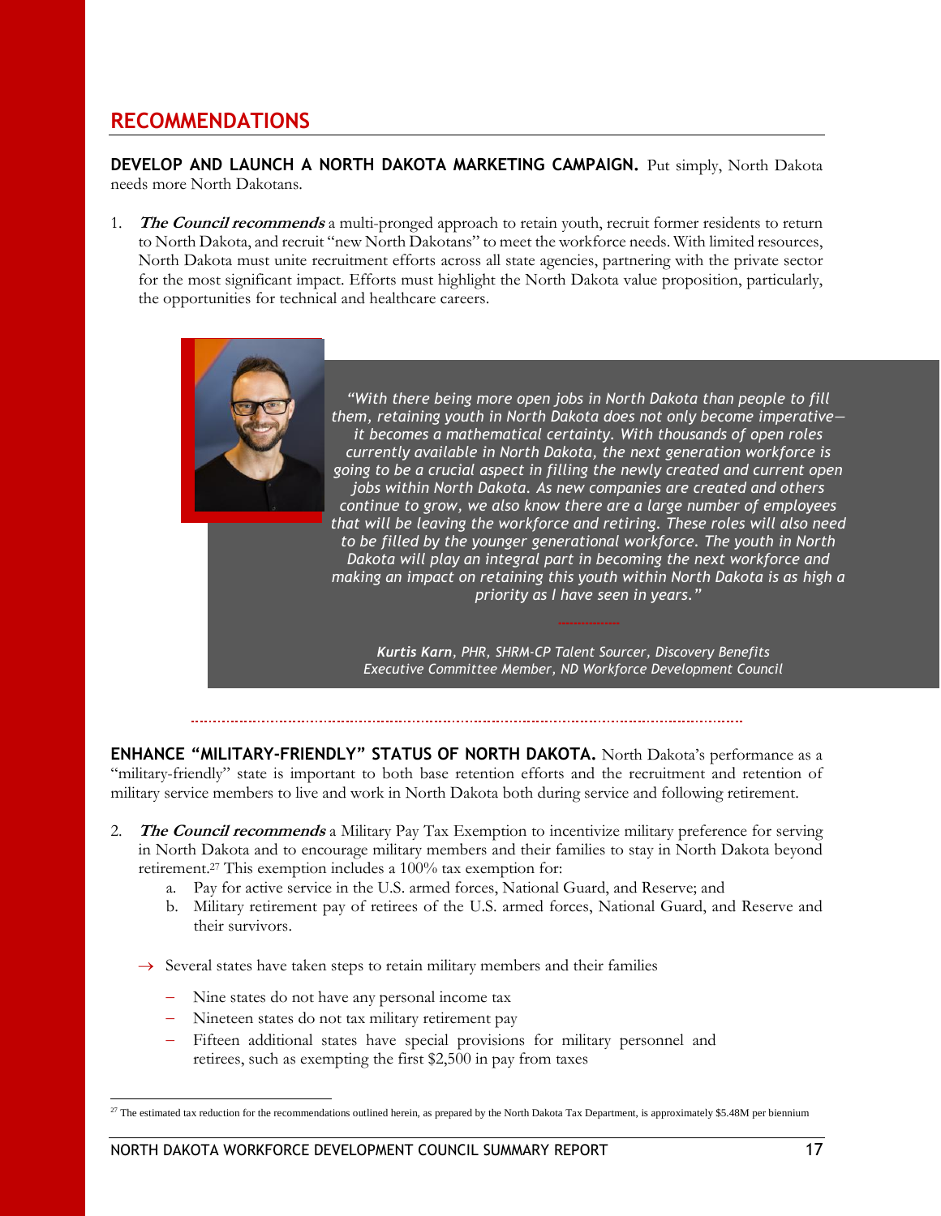## RECOMMENDATIONS

**DEVELOP AND LAUNCH A NORTH DAKOTA MARKETING CAMPAIGN.** Put simply, North Dakota needs more North Dakotans.

1. ***The Council recommends*** a multi-pronged approach to retain youth, recruit former residents to return to North Dakota, and recruit "new North Dakotans" to meet the workforce needs. With limited resources, North Dakota must unite recruitment efforts across all state agencies, partnering with the private sector for the most significant impact. Efforts must highlight the North Dakota value proposition, particularly, the opportunities for technical and healthcare careers.

> *"With there being more open jobs in North Dakota than people to fill them, retaining youth in North Dakota does not only become imperative—it becomes a mathematical certainty. With thousands of open roles currently available in North Dakota, the next generation workforce is going to be a crucial aspect in filling the newly created and current open jobs within North Dakota. As new companies are created and others continue to grow, we also know there are a large number of employees that will be leaving the workforce and retiring. These roles will also need to be filled by the younger generational workforce. The youth in North Dakota will play an integral part in becoming the next workforce and making an impact on retaining this youth within North Dakota is as high a priority as I have seen in years."*
>
> ***Kurtis Karn**, PHR, SHRM-CP Talent Sourcer, Discovery Benefits*
> *Executive Committee Member, ND Workforce Development Council*

**ENHANCE "MILITARY-FRIENDLY" STATUS OF NORTH DAKOTA.** North Dakota's performance as a "military-friendly" state is important to both base retention efforts and the recruitment and retention of military service members to live and work in North Dakota both during service and following retirement.

2. ***The Council recommends*** a Military Pay Tax Exemption to incentivize military preference for serving in North Dakota and to encourage military members and their families to stay in North Dakota beyond retirement.[27] This exemption includes a 100% tax exemption for:
   a. Pay for active service in the U.S. armed forces, National Guard, and Reserve; and
   b. Military retirement pay of retirees of the U.S. armed forces, National Guard, and Reserve and their survivors.

   → Several states have taken steps to retain military members and their families

   - Nine states do not have any personal income tax
   - Nineteen states do not tax military retirement pay
   - Fifteen additional states have special provisions for military personnel and retirees, such as exempting the first $2,500 in pay from taxes

[27] The estimated tax reduction for the recommendations outlined herein, as prepared by the North Dakota Tax Department, is approximately $5.48M per biennium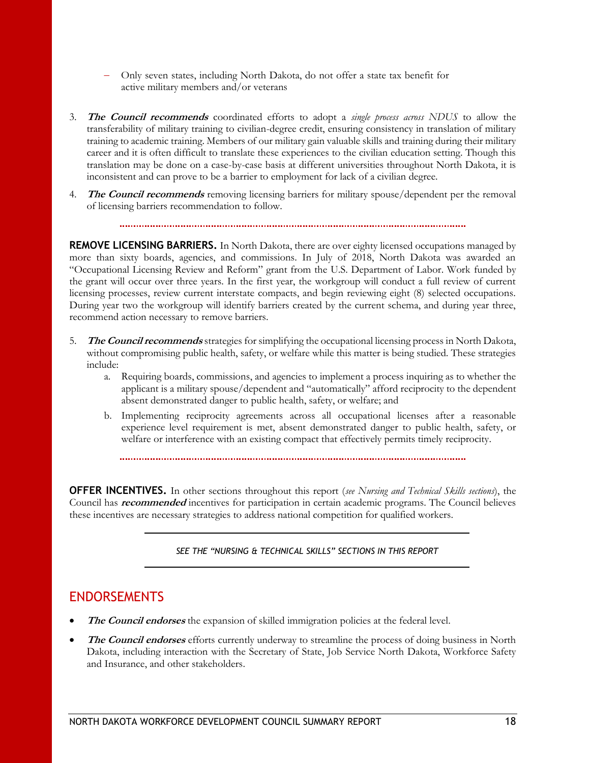- Only seven states, including North Dakota, do not offer a state tax benefit for active military members and/or veterans

3. ***The Council recommends*** coordinated efforts to adopt a *single process across NDUS* to allow the transferability of military training to civilian-degree credit, ensuring consistency in translation of military training to academic training. Members of our military gain valuable skills and training during their military career and it is often difficult to translate these experiences to the civilian education setting. Though this translation may be done on a case-by-case basis at different universities throughout North Dakota, it is inconsistent and can prove to be a barrier to employment for lack of a civilian degree.
4. ***The Council recommends*** removing licensing barriers for military spouse/dependent per the removal of licensing barriers recommendation to follow.

**REMOVE LICENSING BARRIERS.** In North Dakota, there are over eighty licensed occupations managed by more than sixty boards, agencies, and commissions. In July of 2018, North Dakota was awarded an "Occupational Licensing Review and Reform" grant from the U.S. Department of Labor. Work funded by the grant will occur over three years. In the first year, the workgroup will conduct a full review of current licensing processes, review current interstate compacts, and begin reviewing eight (8) selected occupations. During year two the workgroup will identify barriers created by the current schema, and during year three, recommend action necessary to remove barriers.

5. ***The Council recommends*** strategies for simplifying the occupational licensing process in North Dakota, without compromising public health, safety, or welfare while this matter is being studied. These strategies include:
   a. Requiring boards, commissions, and agencies to implement a process inquiring as to whether the applicant is a military spouse/dependent and "automatically" afford reciprocity to the dependent absent demonstrated danger to public health, safety, or welfare; and
   b. Implementing reciprocity agreements across all occupational licenses after a reasonable experience level requirement is met, absent demonstrated danger to public health, safety, or welfare or interference with an existing compact that effectively permits timely reciprocity.

**OFFER INCENTIVES.** In other sections throughout this report (*see Nursing and Technical Skills sections*), the Council has ***recommended*** incentives for participation in certain academic programs. The Council believes these incentives are necessary strategies to address national competition for qualified workers.

*SEE THE "NURSING & TECHNICAL SKILLS" SECTIONS IN THIS REPORT*

## ENDORSEMENTS

- ***The Council endorses*** the expansion of skilled immigration policies at the federal level.
- ***The Council endorses*** efforts currently underway to streamline the process of doing business in North Dakota, including interaction with the Secretary of State, Job Service North Dakota, Workforce Safety and Insurance, and other stakeholders.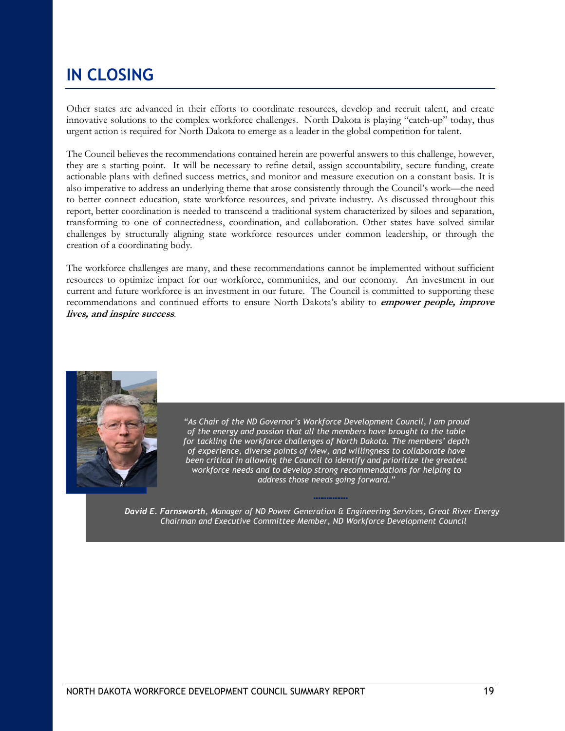# IN CLOSING

Other states are advanced in their efforts to coordinate resources, develop and recruit talent, and create innovative solutions to the complex workforce challenges. North Dakota is playing "catch-up" today, thus urgent action is required for North Dakota to emerge as a leader in the global competition for talent.

The Council believes the recommendations contained herein are powerful answers to this challenge, however, they are a starting point. It will be necessary to refine detail, assign accountability, secure funding, create actionable plans with defined success metrics, and monitor and measure execution on a constant basis. It is also imperative to address an underlying theme that arose consistently through the Council's work—the need to better connect education, state workforce resources, and private industry. As discussed throughout this report, better coordination is needed to transcend a traditional system characterized by siloes and separation, transforming to one of connectedness, coordination, and collaboration. Other states have solved similar challenges by structurally aligning state workforce resources under common leadership, or through the creation of a coordinating body.

The workforce challenges are many, and these recommendations cannot be implemented without sufficient resources to optimize impact for our workforce, communities, and our economy. An investment in our current and future workforce is an investment in our future. The Council is committed to supporting these recommendations and continued efforts to ensure North Dakota's ability to ***empower people, improve lives, and inspire success***.

*"As Chair of the ND Governor's Workforce Development Council, I am proud of the energy and passion that all the members have brought to the table for tackling the workforce challenges of North Dakota. The members' depth of experience, diverse points of view, and willingness to collaborate have been critical in allowing the Council to identify and prioritize the greatest workforce needs and to develop strong recommendations for helping to address those needs going forward."*

***David E. Farnsworth****, Manager of ND Power Generation & Engineering Services, Great River Energy*
*Chairman and Executive Committee Member, ND Workforce Development Council*